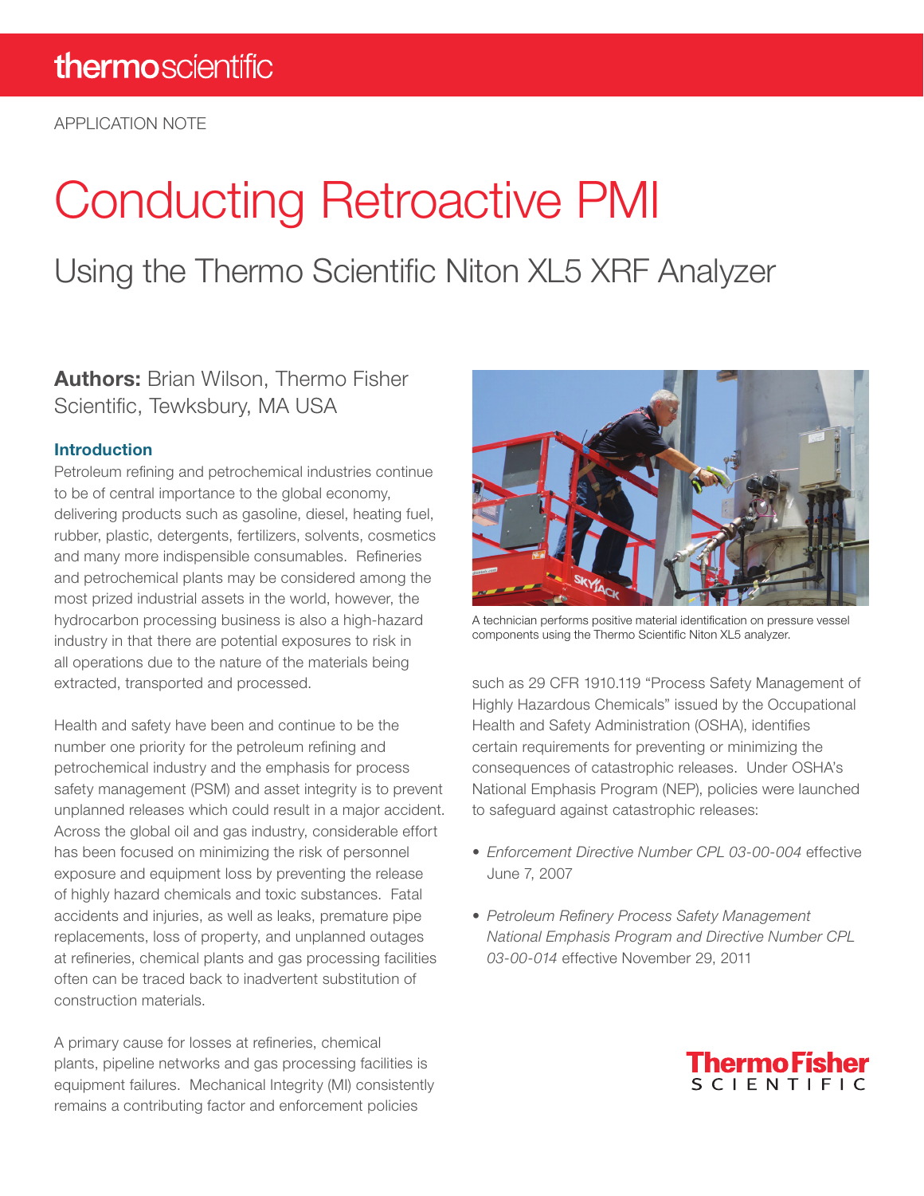thermoscientific

APPLICATION NOTE

# Conducting Retroactive PMI

## Using the Thermo Scientific Niton XL5 XRF Analyzer

**Authors:** Brian Wilson, Thermo Fisher Scientific, Tewksbury, MA USA

### Introduction

Petroleum refining and petrochemical industries continue to be of central importance to the global economy, delivering products such as gasoline, diesel, heating fuel, rubber, plastic, detergents, fertilizers, solvents, cosmetics and many more indispensible consumables. Refineries and petrochemical plants may be considered among the most prized industrial assets in the world, however, the hydrocarbon processing business is also a high-hazard industry in that there are potential exposures to risk in all operations due to the nature of the materials being extracted, transported and processed.

Health and safety have been and continue to be the number one priority for the petroleum refining and petrochemical industry and the emphasis for process safety management (PSM) and asset integrity is to prevent unplanned releases which could result in a major accident. Across the global oil and gas industry, considerable effort has been focused on minimizing the risk of personnel exposure and equipment loss by preventing the release of highly hazard chemicals and toxic substances. Fatal accidents and injuries, as well as leaks, premature pipe replacements, loss of property, and unplanned outages at refineries, chemical plants and gas processing facilities often can be traced back to inadvertent substitution of construction materials.

A primary cause for losses at refineries, chemical plants, pipeline networks and gas processing facilities is equipment failures. Mechanical Integrity (MI) consistently remains a contributing factor and enforcement policies such as 29 CFR 1910.119 "Process Safety Management of Highly Hazardous Chemicals" issued by the Occupational Health and Safety Administration (OSHA), identifies certain requirements for preventing or minimizing the consequences of catastrophic releases. Under OSHA's National Emphasis Program (NEP), policies were launched to safeguard against catastrophic releases:

A technician performs positive material identification on pressure vessel components using the Thermo Scientific Niton XL5 analyzer.

- *Enforcement Directive Number CPL 03-00-004* effective June 7, 2007
- *Petroleum Refinery Process Safety Management National Emphasis Program and Directive Number CPL 03-00-014* effective November 29, 2011

Thermo Fisher SCIENTIFIC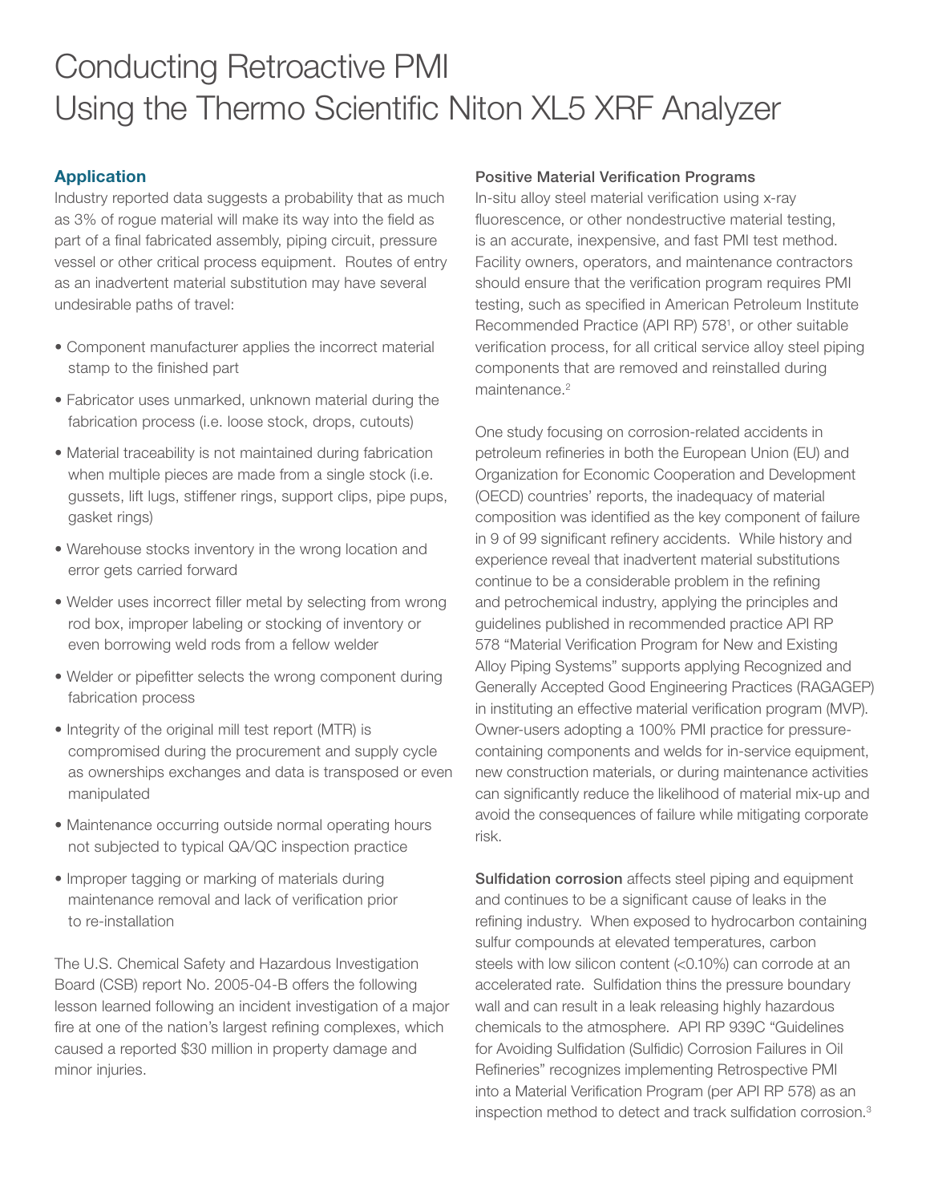# Conducting Retroactive PMI Using the Thermo Scientific Niton XL5 XRF Analyzer

## Application

Industry reported data suggests a probability that as much as 3% of rogue material will make its way into the field as part of a final fabricated assembly, piping circuit, pressure vessel or other critical process equipment. Routes of entry as an inadvertent material substitution may have several undesirable paths of travel:

- Component manufacturer applies the incorrect material stamp to the finished part
- Fabricator uses unmarked, unknown material during the fabrication process (i.e. loose stock, drops, cutouts)
- Material traceability is not maintained during fabrication when multiple pieces are made from a single stock (i.e. gussets, lift lugs, stiffener rings, support clips, pipe pups, gasket rings)
- Warehouse stocks inventory in the wrong location and error gets carried forward
- Welder uses incorrect filler metal by selecting from wrong rod box, improper labeling or stocking of inventory or even borrowing weld rods from a fellow welder
- Welder or pipefitter selects the wrong component during fabrication process
- Integrity of the original mill test report (MTR) is compromised during the procurement and supply cycle as ownerships exchanges and data is transposed or even manipulated
- Maintenance occurring outside normal operating hours not subjected to typical QA/QC inspection practice
- Improper tagging or marking of materials during maintenance removal and lack of verification prior to re-installation

The U.S. Chemical Safety and Hazardous Investigation Board (CSB) report No. 2005-04-B offers the following lesson learned following an incident investigation of a major fire at one of the nation's largest refining complexes, which caused a reported $30 million in property damage and minor injuries.

### Positive Material Verification Programs

In-situ alloy steel material verification using x-ray fluorescence, or other nondestructive material testing, is an accurate, inexpensive, and fast PMI test method. Facility owners, operators, and maintenance contractors should ensure that the verification program requires PMI testing, such as specified in American Petroleum Institute Recommended Practice (API RP) 578[1], or other suitable verification process, for all critical service alloy steel piping components that are removed and reinstalled during maintenance.[2]

One study focusing on corrosion-related accidents in petroleum refineries in both the European Union (EU) and Organization for Economic Cooperation and Development (OECD) countries' reports, the inadequacy of material composition was identified as the key component of failure in 9 of 99 significant refinery accidents. While history and experience reveal that inadvertent material substitutions continue to be a considerable problem in the refining and petrochemical industry, applying the principles and guidelines published in recommended practice API RP 578 "Material Verification Program for New and Existing Alloy Piping Systems" supports applying Recognized and Generally Accepted Good Engineering Practices (RAGAGEP) in instituting an effective material verification program (MVP). Owner-users adopting a 100% PMI practice for pressure-containing components and welds for in-service equipment, new construction materials, or during maintenance activities can significantly reduce the likelihood of material mix-up and avoid the consequences of failure while mitigating corporate risk.

**Sulfidation corrosion** affects steel piping and equipment and continues to be a significant cause of leaks in the refining industry. When exposed to hydrocarbon containing sulfur compounds at elevated temperatures, carbon steels with low silicon content (<0.10%) can corrode at an accelerated rate. Sulfidation thins the pressure boundary wall and can result in a leak releasing highly hazardous chemicals to the atmosphere. API RP 939C "Guidelines for Avoiding Sulfidation (Sulfidic) Corrosion Failures in Oil Refineries" recognizes implementing Retrospective PMI into a Material Verification Program (per API RP 578) as an inspection method to detect and track sulfidation corrosion.[3]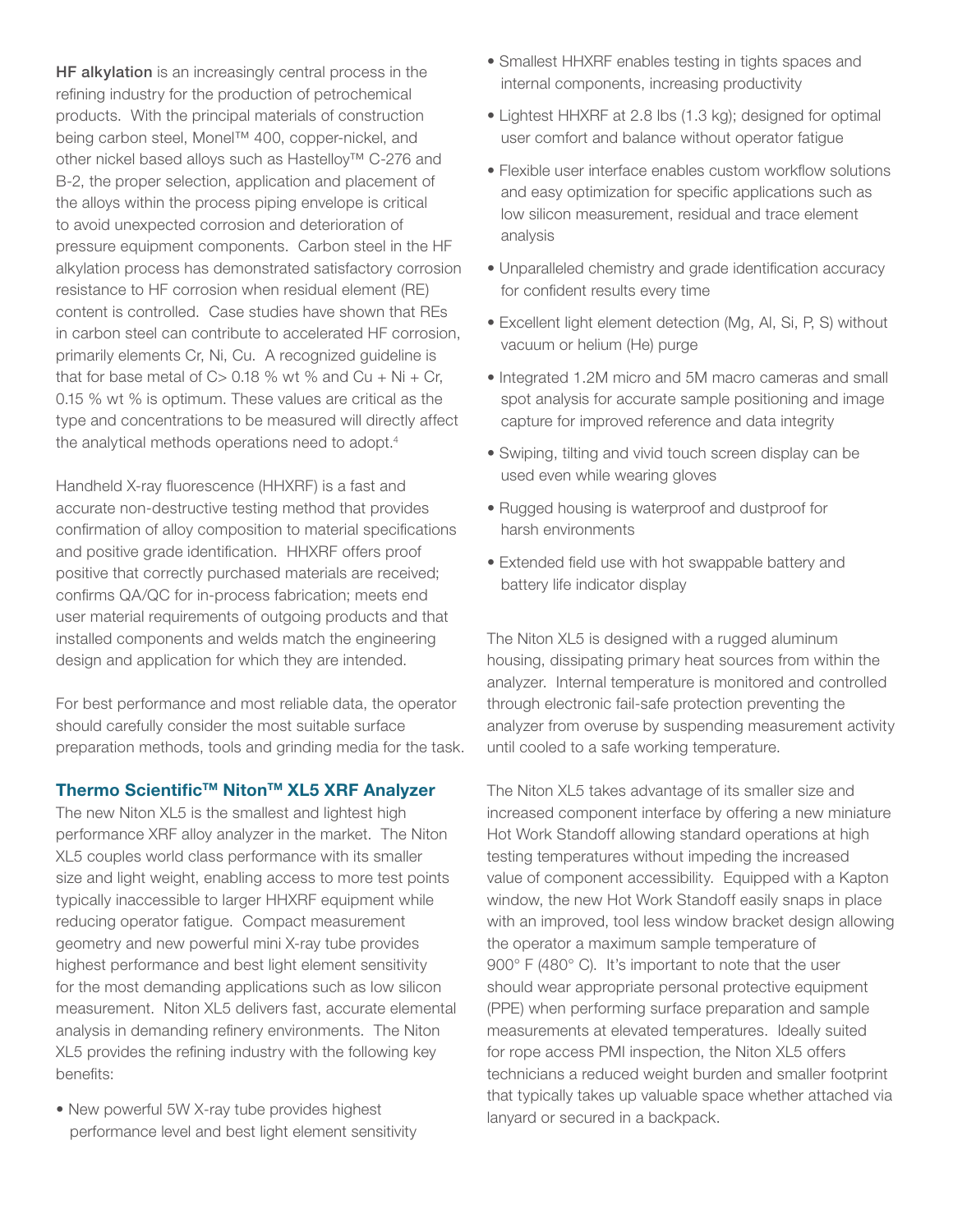**HF alkylation** is an increasingly central process in the refining industry for the production of petrochemical products. With the principal materials of construction being carbon steel, Monel™ 400, copper-nickel, and other nickel based alloys such as Hastelloy™ C-276 and B-2, the proper selection, application and placement of the alloys within the process piping envelope is critical to avoid unexpected corrosion and deterioration of pressure equipment components. Carbon steel in the HF alkylation process has demonstrated satisfactory corrosion resistance to HF corrosion when residual element (RE) content is controlled. Case studies have shown that REs in carbon steel can contribute to accelerated HF corrosion, primarily elements Cr, Ni, Cu. A recognized guideline is that for base metal of C> 0.18 % wt % and Cu + Ni + Cr, 0.15 % wt % is optimum. These values are critical as the type and concentrations to be measured will directly affect the analytical methods operations need to adopt.[4]

Handheld X-ray fluorescence (HHXRF) is a fast and accurate non-destructive testing method that provides confirmation of alloy composition to material specifications and positive grade identification. HHXRF offers proof positive that correctly purchased materials are received; confirms QA/QC for in-process fabrication; meets end user material requirements of outgoing products and that installed components and welds match the engineering design and application for which they are intended.

For best performance and most reliable data, the operator should carefully consider the most suitable surface preparation methods, tools and grinding media for the task.

### Thermo Scientific™ Niton™ XL5 XRF Analyzer

The new Niton XL5 is the smallest and lightest high performance XRF alloy analyzer in the market. The Niton XL5 couples world class performance with its smaller size and light weight, enabling access to more test points typically inaccessible to larger HHXRF equipment while reducing operator fatigue. Compact measurement geometry and new powerful mini X-ray tube provides highest performance and best light element sensitivity for the most demanding applications such as low silicon measurement. Niton XL5 delivers fast, accurate elemental analysis in demanding refinery environments. The Niton XL5 provides the refining industry with the following key benefits:

- New powerful 5W X-ray tube provides highest performance level and best light element sensitivity
- Smallest HHXRF enables testing in tights spaces and internal components, increasing productivity
- Lightest HHXRF at 2.8 lbs (1.3 kg); designed for optimal user comfort and balance without operator fatigue
- Flexible user interface enables custom workflow solutions and easy optimization for specific applications such as low silicon measurement, residual and trace element analysis
- Unparalleled chemistry and grade identification accuracy for confident results every time
- Excellent light element detection (Mg, Al, Si, P, S) without vacuum or helium (He) purge
- Integrated 1.2M micro and 5M macro cameras and small spot analysis for accurate sample positioning and image capture for improved reference and data integrity
- Swiping, tilting and vivid touch screen display can be used even while wearing gloves
- Rugged housing is waterproof and dustproof for harsh environments
- Extended field use with hot swappable battery and battery life indicator display

The Niton XL5 is designed with a rugged aluminum housing, dissipating primary heat sources from within the analyzer. Internal temperature is monitored and controlled through electronic fail-safe protection preventing the analyzer from overuse by suspending measurement activity until cooled to a safe working temperature.

The Niton XL5 takes advantage of its smaller size and increased component interface by offering a new miniature Hot Work Standoff allowing standard operations at high testing temperatures without impeding the increased value of component accessibility. Equipped with a Kapton window, the new Hot Work Standoff easily snaps in place with an improved, tool less window bracket design allowing the operator a maximum sample temperature of 900° F (480° C). It's important to note that the user should wear appropriate personal protective equipment (PPE) when performing surface preparation and sample measurements at elevated temperatures. Ideally suited for rope access PMI inspection, the Niton XL5 offers technicians a reduced weight burden and smaller footprint that typically takes up valuable space whether attached via lanyard or secured in a backpack.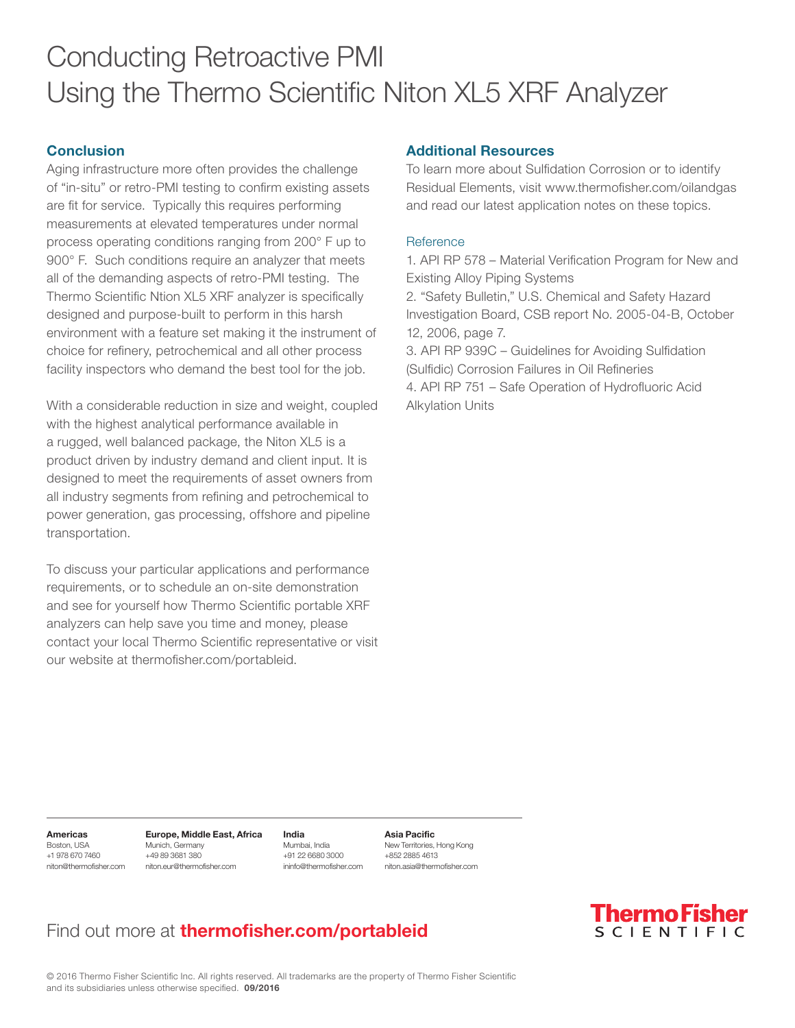# Conducting Retroactive PMI Using the Thermo Scientific Niton XL5 XRF Analyzer

## Conclusion

Aging infrastructure more often provides the challenge of "in-situ" or retro-PMI testing to confirm existing assets are fit for service. Typically this requires performing measurements at elevated temperatures under normal process operating conditions ranging from 200° F up to 900° F. Such conditions require an analyzer that meets all of the demanding aspects of retro-PMI testing. The Thermo Scientific Ntion XL5 XRF analyzer is specifically designed and purpose-built to perform in this harsh environment with a feature set making it the instrument of choice for refinery, petrochemical and all other process facility inspectors who demand the best tool for the job.

With a considerable reduction in size and weight, coupled with the highest analytical performance available in a rugged, well balanced package, the Niton XL5 is a product driven by industry demand and client input. It is designed to meet the requirements of asset owners from all industry segments from refining and petrochemical to power generation, gas processing, offshore and pipeline transportation.

To discuss your particular applications and performance requirements, or to schedule an on-site demonstration and see for yourself how Thermo Scientific portable XRF analyzers can help save you time and money, please contact your local Thermo Scientific representative or visit our website at thermofisher.com/portableid.

## Additional Resources

To learn more about Sulfidation Corrosion or to identify Residual Elements, visit www.thermofisher.com/oilandgas and read our latest application notes on these topics.

### Reference

1. API RP 578 – Material Verification Program for New and Existing Alloy Piping Systems
2. "Safety Bulletin," U.S. Chemical and Safety Hazard Investigation Board, CSB report No. 2005-04-B, October 12, 2006, page 7.
3. API RP 939C – Guidelines for Avoiding Sulfidation (Sulfidic) Corrosion Failures in Oil Refineries
4. API RP 751 – Safe Operation of Hydrofluoric Acid Alkylation Units

**Americas**
Boston, USA
+1 978 670 7460
niton@thermofisher.com

**Europe, Middle East, Africa**
Munich, Germany
+49 89 3681 380
niton.eur@thermofisher.com

**India**
Mumbai, India
+91 22 6680 3000
ininfo@thermofisher.com

**Asia Pacific**
New Territories, Hong Kong
+852 2885 4613
niton.asia@thermofisher.com

Find out more at **thermofisher.com/portableid**

ThermoFisher SCIENTIFIC

© 2016 Thermo Fisher Scientific Inc. All rights reserved. All trademarks are the property of Thermo Fisher Scientific and its subsidiaries unless otherwise specified. **09/2016**